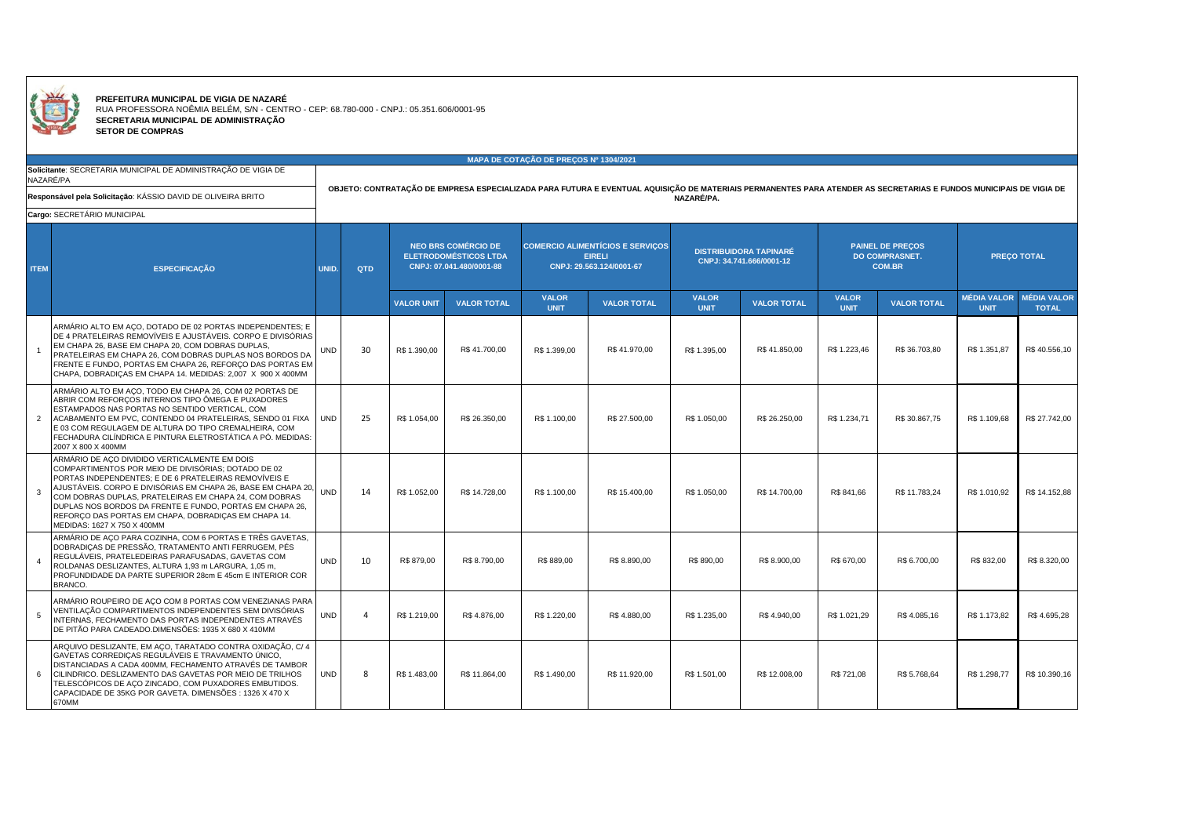**PREFEITURA MUNICIPAL DE VIGIA DE NAZARÉ**
RUA PROFESSORA NOÊMIA BELÉM, S/N - CENTRO - CEP: 68.780-000 - CNPJ.: 05.351.606/0001-95
**SECRETARIA MUNICIPAL DE ADMINISTRAÇÃO**
**SETOR DE COMPRAS**

**MAPA DE COTAÇÃO DE PREÇOS Nº 1304/2021**

**Solicitante**: SECRETARIA MUNICIPAL DE ADMINISTRAÇÃO DE VIGIA DE NAZARÉ/PA

**Responsável pela Solicitação**: KÁSSIO DAVID DE OLIVEIRA BRITO

**Cargo:** SECRETÁRIO MUNICIPAL

**OBJETO: CONTRATAÇÃO DE EMPRESA ESPECIALIZADA PARA FUTURA E EVENTUAL AQUISIÇÃO DE MATERIAIS PERMANENTES PARA ATENDER AS SECRETARIAS E FUNDOS MUNICIPAIS DE VIGIA DE NAZARÉ/PA.**

| ITEM | ESPECIFICAÇÃO | UNID. | QTD | NEO BRS COMÉRCIO DE ELETRODOMÉSTICOS LTDA CNPJ: 07.041.480/0001-88 | | COMERCIO ALIMENTÍCIOS E SERVIÇOS EIRELI CNPJ: 29.563.124/0001-67 | | DISTRIBUIDORA TAPINARÉ CNPJ: 34.741.666/0001-12 | | PAINEL DE PREÇOS DO COMPRASNET. COM.BR | | PREÇO TOTAL | |
|---|---|---|---|---|---|---|---|---|---|---|---|---|---|
| | | | | VALOR UNIT | VALOR TOTAL | VALOR UNIT | VALOR TOTAL | VALOR UNIT | VALOR TOTAL | VALOR UNIT | VALOR TOTAL | MÉDIA VALOR UNIT | MÉDIA VALOR TOTAL |
| 1 | ARMÁRIO ALTO EM AÇO, DOTADO DE 02 PORTAS INDEPENDENTES; E DE 4 PRATELEIRAS REMOVÍVEIS E AJUSTÁVEIS. CORPO E DIVISÓRIAS EM CHAPA 26, BASE EM CHAPA 20, COM DOBRAS DUPLAS, PRATELEIRAS EM CHAPA 26, COM DOBRAS DUPLAS NOS BORDOS DA FRENTE E FUNDO, PORTAS EM CHAPA 26, REFORÇO DAS PORTAS EM CHAPA, DOBRADIÇAS EM CHAPA 14. MEDIDAS: 2,007 X 900 X 400MM | UND | 30 | R$ 1.390,00 | R$ 41.700,00 | R$ 1.399,00 | R$ 41.970,00 | R$ 1.395,00 | R$ 41.850,00 | R$ 1.223,46 | R$ 36.703,80 | R$ 1.351,87 | R$ 40.556,10 |
| 2 | ARMÁRIO ALTO EM AÇO, TODO EM CHAPA 26, COM 02 PORTAS DE ABRIR COM REFORÇOS INTERNOS TIPO ÔMEGA E PUXADORES ESTAMPADOS NAS PORTAS NO SENTIDO VERTICAL, COM ACABAMENTO EM PVC, CONTENDO 04 PRATELEIRAS, SENDO 01 FIXA E 03 COM REGULAGEM DE ALTURA DO TIPO CREMALHEIRA, COM FECHADURA CILÍNDRICA E PINTURA ELETROSTÁTICA A PÓ. MEDIDAS: 2007 X 800 X 400MM | UND | 25 | R$ 1.054,00 | R$ 26.350,00 | R$ 1.100,00 | R$ 27.500,00 | R$ 1.050,00 | R$ 26.250,00 | R$ 1.234,71 | R$ 30.867,75 | R$ 1.109,68 | R$ 27.742,00 |
| 3 | ARMÁRIO DE AÇO DIVIDIDO VERTICALMENTE EM DOIS COMPARTIMENTOS POR MEIO DE DIVISÓRIAS; DOTADO DE 02 PORTAS INDEPENDENTES; E DE 6 PRATELEIRAS REMOVÍVEIS E AJUSTÁVEIS. CORPO E DIVISÓRIAS EM CHAPA 26, BASE EM CHAPA 20, COM DOBRAS DUPLAS, PRATELEIRAS EM CHAPA 24, COM DOBRAS DUPLAS NOS BORDOS DA FRENTE E FUNDO, PORTAS EM CHAPA 26, REFORÇO DAS PORTAS EM CHAPA, DOBRADIÇAS EM CHAPA 14. MEDIDAS: 1627 X 750 X 400MM | UND | 14 | R$ 1.052,00 | R$ 14.728,00 | R$ 1.100,00 | R$ 15.400,00 | R$ 1.050,00 | R$ 14.700,00 | R$ 841,66 | R$ 11.783,24 | R$ 1.010,92 | R$ 14.152,88 |
| 4 | ARMÁRIO DE AÇO PARA COZINHA, COM 6 PORTAS E TRÊS GAVETAS, DOBRADIÇAS DE PRESSÃO, TRATAMENTO ANTI FERRUGEM, PÉS REGULÁVEIS, PRATELEDEIRAS PARAFUSADAS, GAVETAS COM ROLDANAS DESLIZANTES, ALTURA 1,93 m LARGURA, 1,05 m, PROFUNDIDADE DA PARTE SUPERIOR 28cm E 45cm E INTERIOR COR BRANCO. | UND | 10 | R$ 879,00 | R$ 8.790,00 | R$ 889,00 | R$ 8.890,00 | R$ 890,00 | R$ 8.900,00 | R$ 670,00 | R$ 6.700,00 | R$ 832,00 | R$ 8.320,00 |
| 5 | ARMÁRIO ROUPEIRO DE AÇO COM 8 PORTAS COM VENEZIANAS PARA VENTILAÇÃO COMPARTIMENTOS INDEPENDENTES SEM DIVISÓRIAS INTERNAS, FECHAMENTO DAS PORTAS INDEPENDENTES ATRAVÉS DE PITÃO PARA CADEADO.DIMENSÕES: 1935 X 680 X 410MM | UND | 4 | R$ 1.219,00 | R$ 4.876,00 | R$ 1.220,00 | R$ 4.880,00 | R$ 1.235,00 | R$ 4.940,00 | R$ 1.021,29 | R$ 4.085,16 | R$ 1.173,82 | R$ 4.695,28 |
| 6 | ARQUIVO DESLIZANTE, EM AÇO, TARATADO CONTRA OXIDAÇÃO, C/ 4 GAVETAS CORREDIÇAS REGULÁVEIS E TRAVAMENTO ÚNICO, DISTANCIADAS A CADA 400MM, FECHAMENTO ATRAVÉS DE TAMBOR CILINDRICO. DESLIZAMENTO DAS GAVETAS POR MEIO DE TRILHOS TELESCÓPICOS DE AÇO ZINCADO, COM PUXADORES EMBUTIDOS. CAPACIDADE DE 35KG POR GAVETA. DIMENSÕES : 1326 X 470 X 670MM | UND | 8 | R$ 1.483,00 | R$ 11.864,00 | R$ 1.490,00 | R$ 11.920,00 | R$ 1.501,00 | R$ 12.008,00 | R$ 721,08 | R$ 5.768,64 | R$ 1.298,77 | R$ 10.390,16 |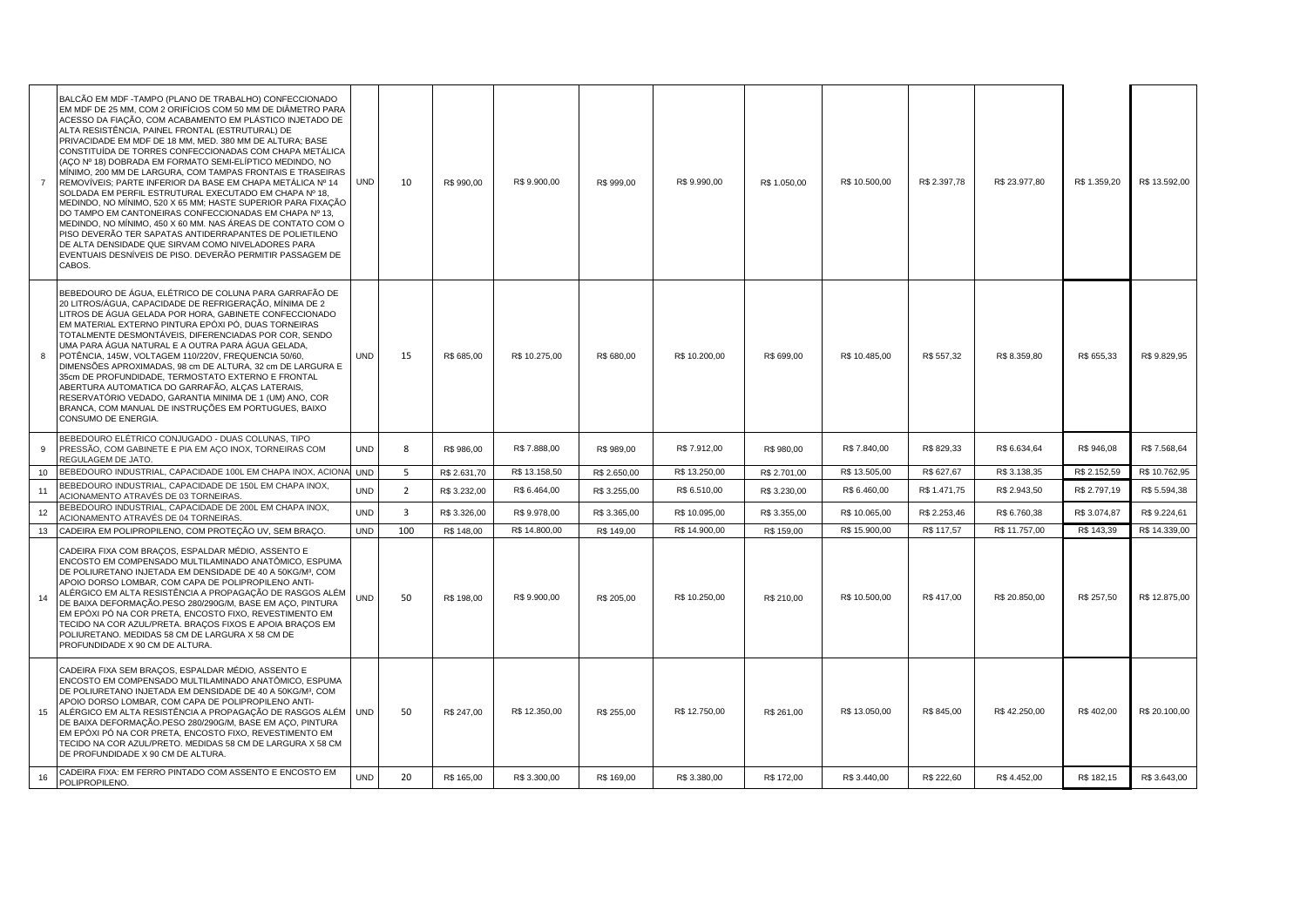| | | | | | | | | | | | | | |
|---|---|---|---|---|---|---|---|---|---|---|---|---|---|
| 7 | BALCÃO EM MDF -TAMPO (PLANO DE TRABALHO) CONFECCIONADO EM MDF DE 25 MM, COM 2 ORIFÍCIOS COM 50 MM DE DIÂMETRO PARA ACESSO DA FIAÇÃO, COM ACABAMENTO EM PLÁSTICO INJETADO DE ALTA RESISTÊNCIA, PAINEL FRONTAL (ESTRUTURAL) DE PRIVACIDADE EM MDF DE 18 MM, MED. 380 MM DE ALTURA; BASE CONSTITUÍDA DE TORRES CONFECCIONADAS COM CHAPA METÁLICA (AÇO Nº 18) DOBRADA EM FORMATO SEMI-ELÍPTICO MEDINDO, NO MÍNIMO, 200 MM DE LARGURA, COM TAMPAS FRONTAIS E TRASEIRAS REMOVÍVEIS; PARTE INFERIOR DA BASE EM CHAPA METÁLICA Nº 14 SOLDADA EM PERFIL ESTRUTURAL EXECUTADO EM CHAPA Nº 18, MEDINDO, NO MÍNIMO, 520 X 65 MM; HASTE SUPERIOR PARA FIXAÇÃO DO TAMPO EM CANTONEIRAS CONFECCIONADAS EM CHAPA Nº 13, MEDINDO, NO MÍNIMO, 450 X 60 MM. NAS ÁREAS DE CONTATO COM O PISO DEVERÃO TER SAPATAS ANTIDERRAPANTES DE POLIETILENO DE ALTA DENSIDADE QUE SIRVAM COMO NIVELADORES PARA EVENTUAIS DESNÍVEIS DE PISO. DEVERÃO PERMITIR PASSAGEM DE CABOS. | UND | 10 | R$ 990,00 | R$ 9.900,00 | R$ 999,00 | R$ 9.990,00 | R$ 1.050,00 | R$ 10.500,00 | R$ 2.397,78 | R$ 23.977,80 | R$ 1.359,20 | R$ 13.592,00 |
| 8 | BEBEDOURO DE ÁGUA, ELÉTRICO DE COLUNA PARA GARRAFÃO DE 20 LITROS/ÁGUA, CAPACIDADE DE REFRIGERAÇÃO, MÍNIMA DE 2 LITROS DE ÁGUA GELADA POR HORA, GABINETE CONFECCIONADO EM MATERIAL EXTERNO PINTURA EPÓXI PÓ, DUAS TORNEIRAS TOTALMENTE DESMONTÁVEIS, DIFERENCIADAS POR COR, SENDO UMA PARA ÁGUA NATURAL E A OUTRA PARA ÁGUA GELADA, POTÊNCIA, 145W, VOLTAGEM 110/220V, FREQUENCIA 50/60, DIMENSÕES APROXIMADAS, 98 cm DE ALTURA, 32 cm DE LARGURA E 35cm DE PROFUNDIDADE, TERMOSTATO EXTERNO E FRONTAL ABERTURA AUTOMATICA DO GARRAFÃO, ALÇAS LATERAIS, RESERVATÓRIO VEDADO, GARANTIA MINIMA DE 1 (UM) ANO, COR BRANCA, COM MANUAL DE INSTRUÇÕES EM PORTUGUES, BAIXO CONSUMO DE ENERGIA. | UND | 15 | R$ 685,00 | R$ 10.275,00 | R$ 680,00 | R$ 10.200,00 | R$ 699,00 | R$ 10.485,00 | R$ 557,32 | R$ 8.359,80 | R$ 655,33 | R$ 9.829,95 |
| 9 | BEBEDOURO ELÉTRICO CONJUGADO - DUAS COLUNAS, TIPO PRESSÃO, COM GABINETE E PIA EM AÇO INOX, TORNEIRAS COM REGULAGEM DE JATO. | UND | 8 | R$ 986,00 | R$ 7.888,00 | R$ 989,00 | R$ 7.912,00 | R$ 980,00 | R$ 7.840,00 | R$ 829,33 | R$ 6.634,64 | R$ 946,08 | R$ 7.568,64 |
| 10 | BEBEDOURO INDUSTRIAL, CAPACIDADE 100L EM CHAPA INOX, ACIONA | UND | 5 | R$ 2.631,70 | R$ 13.158,50 | R$ 2.650,00 | R$ 13.250,00 | R$ 2.701,00 | R$ 13.505,00 | R$ 627,67 | R$ 3.138,35 | R$ 2.152,59 | R$ 10.762,95 |
| 11 | BEBEDOURO INDUSTRIAL, CAPACIDADE DE 150L EM CHAPA INOX, ACIONAMENTO ATRAVÉS DE 03 TORNEIRAS. | UND | 2 | R$ 3.232,00 | R$ 6.464,00 | R$ 3.255,00 | R$ 6.510,00 | R$ 3.230,00 | R$ 6.460,00 | R$ 1.471,75 | R$ 2.943,50 | R$ 2.797,19 | R$ 5.594,38 |
| 12 | BEBEDOURO INDUSTRIAL, CAPACIDADE DE 200L EM CHAPA INOX, ACIONAMENTO ATRAVÉS DE 04 TORNEIRAS. | UND | 3 | R$ 3.326,00 | R$ 9.978,00 | R$ 3.365,00 | R$ 10.095,00 | R$ 3.355,00 | R$ 10.065,00 | R$ 2.253,46 | R$ 6.760,38 | R$ 3.074,87 | R$ 9.224,61 |
| 13 | CADEIRA EM POLIPROPILENO, COM PROTEÇÃO UV, SEM BRAÇO. | UND | 100 | R$ 148,00 | R$ 14.800,00 | R$ 149,00 | R$ 14.900,00 | R$ 159,00 | R$ 15.900,00 | R$ 117,57 | R$ 11.757,00 | R$ 143,39 | R$ 14.339,00 |
| 14 | CADEIRA FIXA COM BRAÇOS, ESPALDAR MÉDIO, ASSENTO E ENCOSTO EM COMPENSADO MULTILAMINADO ANATÔMICO, ESPUMA DE POLIURETANO INJETADA EM DENSIDADE DE 40 A 50KG/M³, COM APOIO DORSO LOMBAR, COM CAPA DE POLIPROPILENO ANTI-ALÉRGICO EM ALTA RESISTÊNCIA A PROPAGAÇÃO DE RASGOS ALÉM DE BAIXA DEFORMAÇÃO.PESO 280/290G/M, BASE EM AÇO, PINTURA EM EPÓXI PÓ NA COR PRETA, ENCOSTO FIXO, REVESTIMENTO EM TECIDO NA COR AZUL/PRETA. BRAÇOS FIXOS E APOIA BRAÇOS EM POLIURETANO. MEDIDAS 58 CM DE LARGURA X 58 CM DE PROFUNDIDADE X 90 CM DE ALTURA. | UND | 50 | R$ 198,00 | R$ 9.900,00 | R$ 205,00 | R$ 10.250,00 | R$ 210,00 | R$ 10.500,00 | R$ 417,00 | R$ 20.850,00 | R$ 257,50 | R$ 12.875,00 |
| 15 | CADEIRA FIXA SEM BRAÇOS, ESPALDAR MÉDIO, ASSENTO E ENCOSTO EM COMPENSADO MULTILAMINADO ANATÔMICO, ESPUMA DE POLIURETANO INJETADA EM DENSIDADE DE 40 A 50KG/M³, COM APOIO DORSO LOMBAR, COM CAPA DE POLIPROPILENO ANTI-ALÉRGICO EM ALTA RESISTÊNCIA A PROPAGAÇÃO DE RASGOS ALÉM DE BAIXA DEFORMAÇÃO.PESO 280/290G/M, BASE EM AÇO, PINTURA EM EPÓXI PÓ NA COR PRETA, ENCOSTO FIXO, REVESTIMENTO EM TECIDO NA COR AZUL/PRETO. MEDIDAS 58 CM DE LARGURA X 58 CM DE PROFUNDIDADE X 90 CM DE ALTURA. | UND | 50 | R$ 247,00 | R$ 12.350,00 | R$ 255,00 | R$ 12.750,00 | R$ 261,00 | R$ 13.050,00 | R$ 845,00 | R$ 42.250,00 | R$ 402,00 | R$ 20.100,00 |
| 16 | CADEIRA FIXA: EM FERRO PINTADO COM ASSENTO E ENCOSTO EM POLIPROPILENO. | UND | 20 | R$ 165,00 | R$ 3.300,00 | R$ 169,00 | R$ 3.380,00 | R$ 172,00 | R$ 3.440,00 | R$ 222,60 | R$ 4.452,00 | R$ 182,15 | R$ 3.643,00 |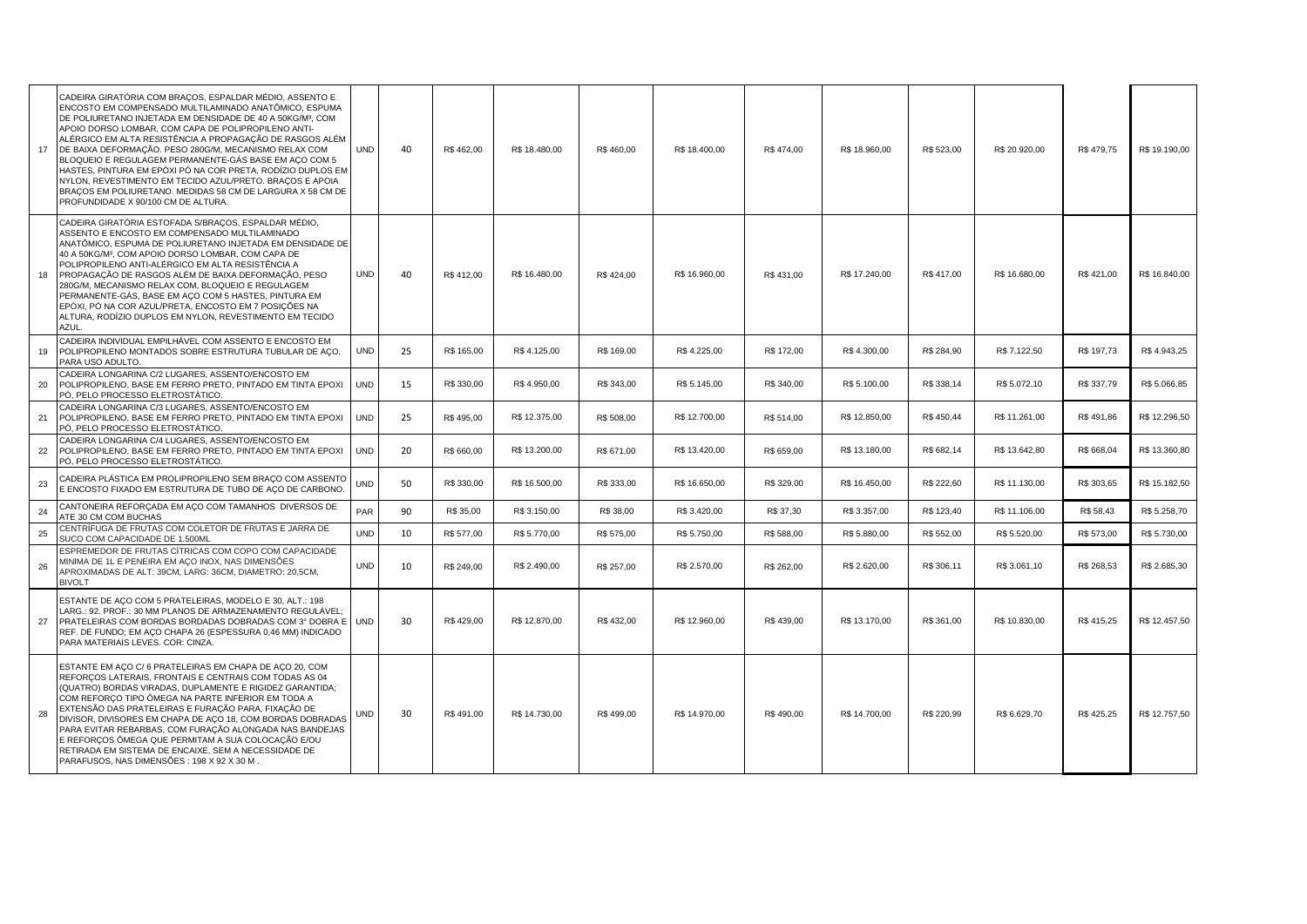| | | | | | | | | | | | | |
|---|---|---|---|---|---|---|---|---|---|---|---|---|
| 17 | CADEIRA GIRATÓRIA COM BRAÇOS, ESPALDAR MÉDIO, ASSENTO E ENCOSTO EM COMPENSADO MULTILAMINADO ANATÔMICO, ESPUMA DE POLIURETANO INJETADA EM DENSIDADE DE 40 A 50KG/M³, COM APOIO DORSO LOMBAR, COM CAPA DE POLIPROPILENO ANTI-ALÉRGICO EM ALTA RESISTÊNCIA A PROPAGAÇÃO DE RASGOS ALÉM DE BAIXA DEFORMAÇÃO. PESO 280G/M, MECANISMO RELAX COM BLOQUEIO E REGULAGEM PERMANENTE-GÁS BASE EM AÇO COM 5 HASTES, PINTURA EM EPÓXI PÓ NA COR PRETA, RODÍZIO DUPLOS EM NYLON, REVESTIMENTO EM TECIDO AZUL/PRETO. BRAÇOS E APOIA BRAÇOS EM POLIURETANO. MEDIDAS 58 CM DE LARGURA X 58 CM DE PROFUNDIDADE X 90/100 CM DE ALTURA. | UND | 40 | R$ 462,00 | R$ 18.480,00 | R$ 460,00 | R$ 18.400,00 | R$ 474,00 | R$ 18.960,00 | R$ 523,00 | R$ 20.920,00 | R$ 479,75 | R$ 19.190,00 |
| 18 | CADEIRA GIRATÓRIA ESTOFADA S/BRAÇOS, ESPALDAR MÉDIO, ASSENTO E ENCOSTO EM COMPENSADO MULTILAMINADO ANATÔMICO, ESPUMA DE POLIURETANO INJETADA EM DENSIDADE DE 40 A 50KG/M³, COM APOIO DORSO LOMBAR, COM CAPA DE POLIPROPILENO ANTI-ALÉRGICO EM ALTA RESISTÊNCIA A PROPAGAÇÃO DE RASGOS ALÉM DE BAIXA DEFORMAÇÃO, PESO 280G/M, MECANISMO RELAX COM, BLOQUEIO E REGULAGEM PERMANENTE-GÁS, BASE EM AÇO COM 5 HASTES, PINTURA EM EPÓXI, PÓ NA COR AZUL/PRETA, ENCOSTO EM 7 POSIÇÕES NA ALTURA, RODÍZIO DUPLOS EM NYLON, REVESTIMENTO EM TECIDO AZUL. | UND | 40 | R$ 412,00 | R$ 16.480,00 | R$ 424,00 | R$ 16.960,00 | R$ 431,00 | R$ 17.240,00 | R$ 417,00 | R$ 16.680,00 | R$ 421,00 | R$ 16.840,00 |
| 19 | CADEIRA INDIVIDUAL EMPILHÁVEL COM ASSENTO E ENCOSTO EM POLIPROPILENO MONTADOS SOBRE ESTRUTURA TUBULAR DE AÇO, PARA USO ADULTO. | UND | 25 | R$ 165,00 | R$ 4.125,00 | R$ 169,00 | R$ 4.225,00 | R$ 172,00 | R$ 4.300,00 | R$ 284,90 | R$ 7.122,50 | R$ 197,73 | R$ 4.943,25 |
| 20 | CADEIRA LONGARINA C/2 LUGARES, ASSENTO/ENCOSTO EM POLIPROPILENO, BASE EM FERRO PRETO, PINTADO EM TINTA EPOXI PÓ, PELO PROCESSO ELETROSTÁTICO. | UND | 15 | R$ 330,00 | R$ 4.950,00 | R$ 343,00 | R$ 5.145,00 | R$ 340,00 | R$ 5.100,00 | R$ 338,14 | R$ 5.072,10 | R$ 337,79 | R$ 5.066,85 |
| 21 | CADEIRA LONGARINA C/3 LUGARES, ASSENTO/ENCOSTO EM POLIPROPILENO, BASE EM FERRO PRETO, PINTADO EM TINTA EPOXI PÓ, PELO PROCESSO ELETROSTÁTICO. | UND | 25 | R$ 495,00 | R$ 12.375,00 | R$ 508,00 | R$ 12.700,00 | R$ 514,00 | R$ 12.850,00 | R$ 450,44 | R$ 11.261,00 | R$ 491,86 | R$ 12.296,50 |
| 22 | CADEIRA LONGARINA C/4 LUGARES, ASSENTO/ENCOSTO EM POLIPROPILENO, BASE EM FERRO PRETO, PINTADO EM TINTA EPOXI PÓ, PELO PROCESSO ELETROSTÁTICO. | UND | 20 | R$ 660,00 | R$ 13.200,00 | R$ 671,00 | R$ 13.420,00 | R$ 659,00 | R$ 13.180,00 | R$ 682,14 | R$ 13.642,80 | R$ 668,04 | R$ 13.360,80 |
| 23 | CADEIRA PLÁSTICA EM PROLIPROPILENO SEM BRAÇO COM ASSENTO E ENCOSTO FIXADO EM ESTRUTURA DE TUBO DE AÇO DE CARBONO. | UND | 50 | R$ 330,00 | R$ 16.500,00 | R$ 333,00 | R$ 16.650,00 | R$ 329,00 | R$ 16.450,00 | R$ 222,60 | R$ 11.130,00 | R$ 303,65 | R$ 15.182,50 |
| 24 | CANTONEIRA REFORÇADA EM AÇO COM TAMANHOS DIVERSOS DE ATE 30 CM COM BUCHAS | PAR | 90 | R$ 35,00 | R$ 3.150,00 | R$ 38,00 | R$ 3.420,00 | R$ 37,30 | R$ 3.357,00 | R$ 123,40 | R$ 11.106,00 | R$ 58,43 | R$ 5.258,70 |
| 25 | CENTRÍFUGA DE FRUTAS COM COLETOR DE FRUTAS E JARRA DE SUCO COM CAPACIDADE DE 1.500ML | UND | 10 | R$ 577,00 | R$ 5.770,00 | R$ 575,00 | R$ 5.750,00 | R$ 588,00 | R$ 5.880,00 | R$ 552,00 | R$ 5.520,00 | R$ 573,00 | R$ 5.730,00 |
| 26 | ESPREMEDOR DE FRUTAS CÍTRICAS COM COPO COM CAPACIDADE MINIMA DE 1L E PENEIRA EM AÇO INOX, NAS DIMENSÕES APROXIMADAS DE ALT: 39CM, LARG: 36CM, DIAMETRO: 20,5CM, BIVOLT | UND | 10 | R$ 249,00 | R$ 2.490,00 | R$ 257,00 | R$ 2.570,00 | R$ 262,00 | R$ 2.620,00 | R$ 306,11 | R$ 3.061,10 | R$ 268,53 | R$ 2.685,30 |
| 27 | ESTANTE DE AÇO COM 5 PRATELEIRAS, MODELO E 30, ALT.: 198 LARG.: 92. PROF.: 30 MM PLANOS DE ARMAZENAMENTO REGULÁVEL; PRATELEIRAS COM BORDAS BORDADAS DOBRADAS COM 3° DOBRA E REF. DE FUNDO; EM AÇO CHAPA 26 (ESPESSURA 0,46 MM) INDICADO PARA MATERIAIS LEVES. COR: CINZA. | UND | 30 | R$ 429,00 | R$ 12.870,00 | R$ 432,00 | R$ 12.960,00 | R$ 439,00 | R$ 13.170,00 | R$ 361,00 | R$ 10.830,00 | R$ 415,25 | R$ 12.457,50 |
| 28 | ESTANTE EM AÇO C/ 6 PRATELEIRAS EM CHAPA DE AÇO 20, COM REFORÇOS LATERAIS, FRONTAIS E CENTRAIS COM TODAS AS 04 (QUATRO) BORDAS VIRADAS, DUPLAMENTE E RIGIDEZ GARANTIDA; COM REFORÇO TIPO ÔMEGA NA PARTE INFERIOR EM TODA A EXTENSÃO DAS PRATELEIRAS E FURAÇÃO PARA, FIXAÇÃO DE DIVISOR, DIVISORES EM CHAPA DE AÇO 18, COM BORDAS DOBRADAS PARA EVITAR REBARBAS, COM FURAÇÃO ALONGADA NAS BANDEJAS E REFORÇOS ÔMEGA QUE PERMITAM A SUA COLOCAÇÃO E/OU RETIRADA EM SISTEMA DE ENCAIXE, SEM A NECESSIDADE DE PARAFUSOS, NAS DIMENSÕES : 198 X 92 X 30 M . | UND | 30 | R$ 491,00 | R$ 14.730,00 | R$ 499,00 | R$ 14.970,00 | R$ 490,00 | R$ 14.700,00 | R$ 220,99 | R$ 6.629,70 | R$ 425,25 | R$ 12.757,50 |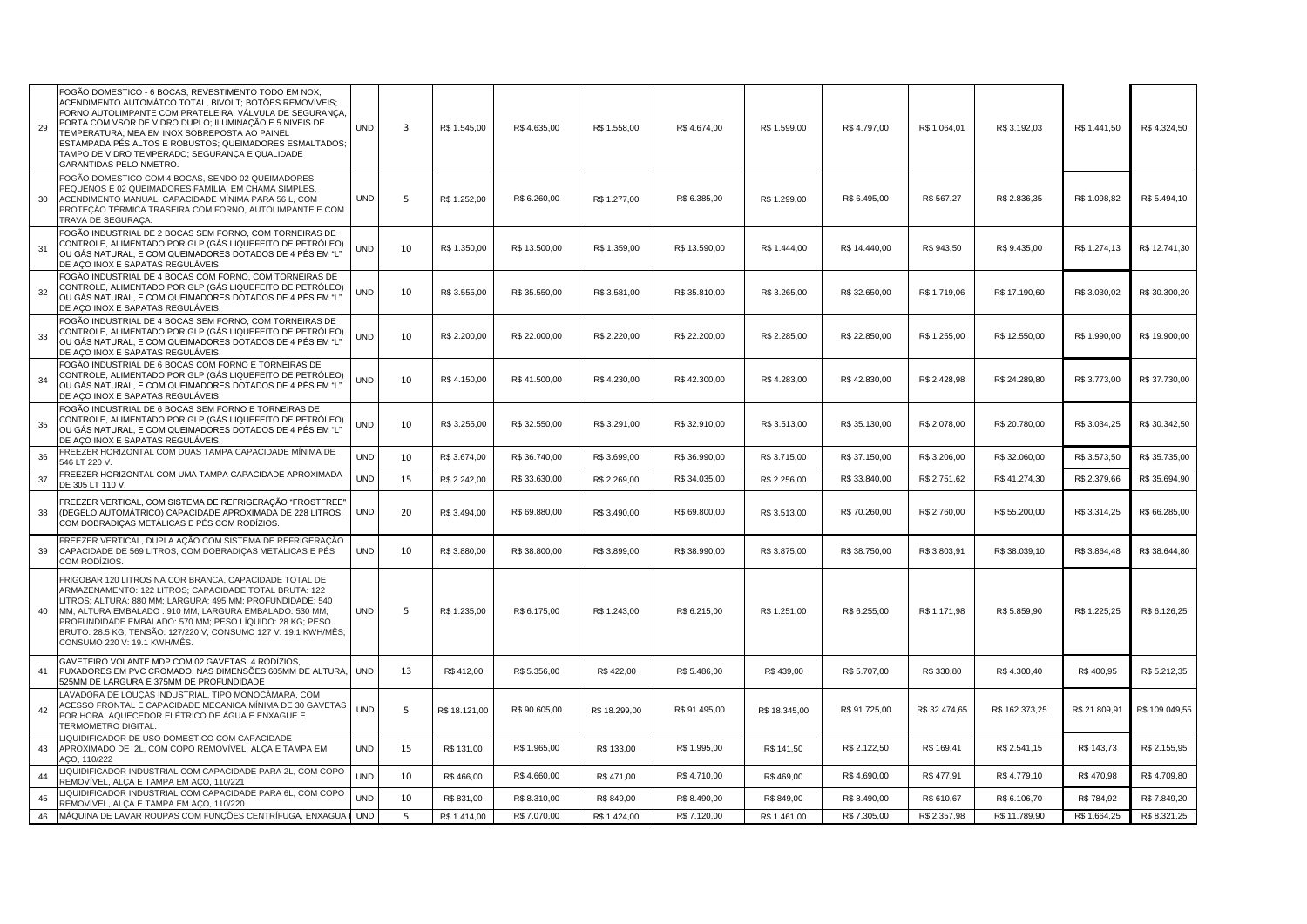| | | | | | | | | | | | | |
|---|---|---|---|---|---|---|---|---|---|---|---|---|
| 29 | FOGÃO DOMESTICO - 6 BOCAS; REVESTIMENTO TODO EM NOX; ACENDIMENTO AUTOMÁTCO TOTAL, BIVOLT; BOTÕES REMOVÍVEIS; FORNO AUTOLIMPANTE COM PRATELEIRA, VÁLVULA DE SEGURANÇA, PORTA COM VSOR DE VIDRO DUPLO; ILUMINAÇÃO E 5 NIVEIS DE TEMPERATURA; MEA EM INOX SOBREPOSTA AO PAINEL ESTAMPADA;PÉS ALTOS E ROBUSTOS; QUEIMADORES ESMALTADOS; TAMPO DE VIDRO TEMPERADO; SEGURANÇA E QUALIDADE GARANTIDAS PELO NMETRO. | UND | 3 | R$ 1.545,00 | R$ 4.635,00 | R$ 1.558,00 | R$ 4.674,00 | R$ 1.599,00 | R$ 4.797,00 | R$ 1.064,01 | R$ 3.192,03 | R$ 1.441,50 | R$ 4.324,50 |
| 30 | FOGÃO DOMESTICO COM 4 BOCAS, SENDO 02 QUEIMADORES PEQUENOS E 02 QUEIMADORES FAMÍLIA, EM CHAMA SIMPLES, ACENDIMENTO MANUAL, CAPACIDADE MÍNIMA PARA 56 L, COM PROTEÇÃO TÉRMICA TRASEIRA COM FORNO, AUTOLIMPANTE E COM TRAVA DE SEGURAÇA. | UND | 5 | R$ 1.252,00 | R$ 6.260,00 | R$ 1.277,00 | R$ 6.385,00 | R$ 1.299,00 | R$ 6.495,00 | R$ 567,27 | R$ 2.836,35 | R$ 1.098,82 | R$ 5.494,10 |
| 31 | FOGÃO INDUSTRIAL DE 2 BOCAS SEM FORNO, COM TORNEIRAS DE CONTROLE, ALIMENTADO POR GLP (GÁS LIQUEFEITO DE PETRÓLEO) OU GÁS NATURAL, E COM QUEIMADORES DOTADOS DE 4 PÉS EM "L" DE AÇO INOX E SAPATAS REGULÁVEIS. | UND | 10 | R$ 1.350,00 | R$ 13.500,00 | R$ 1.359,00 | R$ 13.590,00 | R$ 1.444,00 | R$ 14.440,00 | R$ 943,50 | R$ 9.435,00 | R$ 1.274,13 | R$ 12.741,30 |
| 32 | FOGÃO INDUSTRIAL DE 4 BOCAS COM FORNO, COM TORNEIRAS DE CONTROLE, ALIMENTADO POR GLP (GÁS LIQUEFEITO DE PETRÓLEO) OU GÁS NATURAL, E COM QUEIMADORES DOTADOS DE 4 PÉS EM "L" DE AÇO INOX E SAPATAS REGULÁVEIS. | UND | 10 | R$ 3.555,00 | R$ 35.550,00 | R$ 3.581,00 | R$ 35.810,00 | R$ 3.265,00 | R$ 32.650,00 | R$ 1.719,06 | R$ 17.190,60 | R$ 3.030,02 | R$ 30.300,20 |
| 33 | FOGÃO INDUSTRIAL DE 4 BOCAS SEM FORNO, COM TORNEIRAS DE CONTROLE, ALIMENTADO POR GLP (GÁS LIQUEFEITO DE PETRÓLEO) OU GÁS NATURAL, E COM QUEIMADORES DOTADOS DE 4 PÉS EM "L" DE AÇO INOX E SAPATAS REGULÁVEIS. | UND | 10 | R$ 2.200,00 | R$ 22.000,00 | R$ 2.220,00 | R$ 22.200,00 | R$ 2.285,00 | R$ 22.850,00 | R$ 1.255,00 | R$ 12.550,00 | R$ 1.990,00 | R$ 19.900,00 |
| 34 | FOGÃO INDUSTRIAL DE 6 BOCAS COM FORNO E TORNEIRAS DE CONTROLE, ALIMENTADO POR GLP (GÁS LIQUEFEITO DE PETRÓLEO) OU GÁS NATURAL, E COM QUEIMADORES DOTADOS DE 4 PÉS EM "L" DE AÇO INOX E SAPATAS REGULÁVEIS. | UND | 10 | R$ 4.150,00 | R$ 41.500,00 | R$ 4.230,00 | R$ 42.300,00 | R$ 4.283,00 | R$ 42.830,00 | R$ 2.428,98 | R$ 24.289,80 | R$ 3.773,00 | R$ 37.730,00 |
| 35 | FOGÃO INDUSTRIAL DE 6 BOCAS SEM FORNO E TORNEIRAS DE CONTROLE, ALIMENTADO POR GLP (GÁS LIQUEFEITO DE PETRÓLEO) OU GÁS NATURAL, E COM QUEIMADORES DOTADOS DE 4 PÉS EM "L" DE AÇO INOX E SAPATAS REGULÁVEIS. | UND | 10 | R$ 3.255,00 | R$ 32.550,00 | R$ 3.291,00 | R$ 32.910,00 | R$ 3.513,00 | R$ 35.130,00 | R$ 2.078,00 | R$ 20.780,00 | R$ 3.034,25 | R$ 30.342,50 |
| 36 | FREEZER HORIZONTAL COM DUAS TAMPA CAPACIDADE MÍNIMA DE 546 LT 220 V. | UND | 10 | R$ 3.674,00 | R$ 36.740,00 | R$ 3.699,00 | R$ 36.990,00 | R$ 3.715,00 | R$ 37.150,00 | R$ 3.206,00 | R$ 32.060,00 | R$ 3.573,50 | R$ 35.735,00 |
| 37 | FREEZER HORIZONTAL COM UMA TAMPA CAPACIDADE APROXIMADA DE 305 LT 110 V. | UND | 15 | R$ 2.242,00 | R$ 33.630,00 | R$ 2.269,00 | R$ 34.035,00 | R$ 2.256,00 | R$ 33.840,00 | R$ 2.751,62 | R$ 41.274,30 | R$ 2.379,66 | R$ 35.694,90 |
| 38 | FREEZER VERTICAL, COM SISTEMA DE REFRIGERAÇÃO "FROSTFREE" (DEGELO AUTOMÁTRICO) CAPACIDADE APROXIMADA DE 228 LITROS, COM DOBRADIÇAS METÁLICAS E PÉS COM RODÍZIOS. | UND | 20 | R$ 3.494,00 | R$ 69.880,00 | R$ 3.490,00 | R$ 69.800,00 | R$ 3.513,00 | R$ 70.260,00 | R$ 2.760,00 | R$ 55.200,00 | R$ 3.314,25 | R$ 66.285,00 |
| 39 | FREEZER VERTICAL, DUPLA AÇÃO COM SISTEMA DE REFRIGERAÇÃO CAPACIDADE DE 569 LITROS, COM DOBRADIÇAS METÁLICAS E PÉS COM RODÍZIOS. | UND | 10 | R$ 3.880,00 | R$ 38.800,00 | R$ 3.899,00 | R$ 38.990,00 | R$ 3.875,00 | R$ 38.750,00 | R$ 3.803,91 | R$ 38.039,10 | R$ 3.864,48 | R$ 38.644,80 |
| 40 | FRIGOBAR 120 LITROS NA COR BRANCA, CAPACIDADE TOTAL DE ARMAZENAMENTO: 122 LITROS; CAPACIDADE TOTAL BRUTA: 122 LITROS; ALTURA: 880 MM; LARGURA: 495 MM; PROFUNDIDADE: 540 MM; ALTURA EMBALADO : 910 MM; LARGURA EMBALADO: 530 MM; PROFUNDIDADE EMBALADO: 570 MM; PESO LÍQUIDO: 28 KG; PESO BRUTO: 28.5 KG; TENSÃO: 127/220 V; CONSUMO 127 V: 19.1 KWH/MÊS; CONSUMO 220 V: 19.1 KWH/MÊS. | UND | 5 | R$ 1.235,00 | R$ 6.175,00 | R$ 1.243,00 | R$ 6.215,00 | R$ 1.251,00 | R$ 6.255,00 | R$ 1.171,98 | R$ 5.859,90 | R$ 1.225,25 | R$ 6.126,25 |
| 41 | GAVETEIRO VOLANTE MDP COM 02 GAVETAS, 4 RODÍZIOS, PUXADORES EM PVC CROMADO, NAS DIMENSÕES 605MM DE ALTURA, 525MM DE LARGURA E 375MM DE PROFUNDIDADE | UND | 13 | R$ 412,00 | R$ 5.356,00 | R$ 422,00 | R$ 5.486,00 | R$ 439,00 | R$ 5.707,00 | R$ 330,80 | R$ 4.300,40 | R$ 400,95 | R$ 5.212,35 |
| 42 | LAVADORA DE LOUÇAS INDUSTRIAL, TIPO MONOCÂMARA, COM ACESSO FRONTAL E CAPACIDADE MECANICA MÍNIMA DE 30 GAVETAS POR HORA, AQUECEDOR ELÉTRICO DE ÁGUA E ENXAGUE E TERMOMETRO DIGITAL. | UND | 5 | R$ 18.121,00 | R$ 90.605,00 | R$ 18.299,00 | R$ 91.495,00 | R$ 18.345,00 | R$ 91.725,00 | R$ 32.474,65 | R$ 162.373,25 | R$ 21.809,91 | R$ 109.049,55 |
| 43 | LIQUIDIFICADOR DE USO DOMESTICO COM CAPACIDADE APROXIMADO DE 2L, COM COPO REMOVÍVEL, ALÇA E TAMPA EM AÇO, 110/222 | UND | 15 | R$ 131,00 | R$ 1.965,00 | R$ 133,00 | R$ 1.995,00 | R$ 141,50 | R$ 2.122,50 | R$ 169,41 | R$ 2.541,15 | R$ 143,73 | R$ 2.155,95 |
| 44 | LIQUIDIFICADOR INDUSTRIAL COM CAPACIDADE PARA 2L, COM COPO REMOVÍVEL, ALÇA E TAMPA EM AÇO, 110/221 | UND | 10 | R$ 466,00 | R$ 4.660,00 | R$ 471,00 | R$ 4.710,00 | R$ 469,00 | R$ 4.690,00 | R$ 477,91 | R$ 4.779,10 | R$ 470,98 | R$ 4.709,80 |
| 45 | LIQUIDIFICADOR INDUSTRIAL COM CAPACIDADE PARA 6L, COM COPO REMOVÍVEL, ALÇA E TAMPA EM AÇO, 110/220 | UND | 10 | R$ 831,00 | R$ 8.310,00 | R$ 849,00 | R$ 8.490,00 | R$ 849,00 | R$ 8.490,00 | R$ 610,67 | R$ 6.106,70 | R$ 784,92 | R$ 7.849,20 |
| 46 | MÁQUINA DE LAVAR ROUPAS COM FUNÇÕES CENTRÍFUGA, ENXAGUA | UND | 5 | R$ 1.414,00 | R$ 7.070,00 | R$ 1.424,00 | R$ 7.120,00 | R$ 1.461,00 | R$ 7.305,00 | R$ 2.357,98 | R$ 11.789,90 | R$ 1.664,25 | R$ 8.321,25 |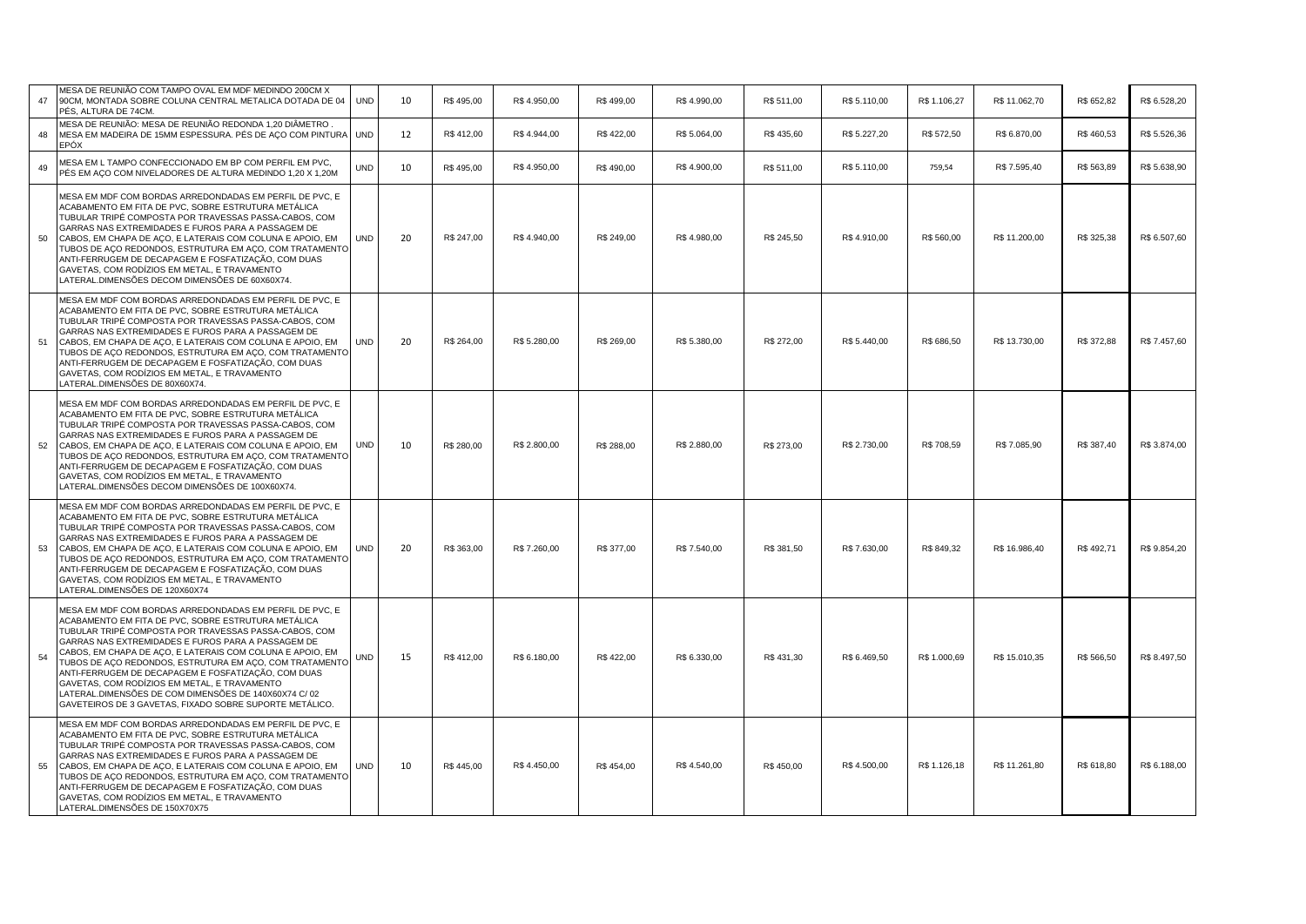| 47 | MESA DE REUNIÃO COM TAMPO OVAL EM MDF MEDINDO 200CM X 90CM, MONTADA SOBRE COLUNA CENTRAL METALICA DOTADA DE 04 PÉS, ALTURA DE 74CM. | UND | 10 | R$ 495,00 | R$ 4.950,00 | R$ 499,00 | R$ 4.990,00 | R$ 511,00 | R$ 5.110,00 | R$ 1.106,27 | R$ 11.062,70 | R$ 652,82 | R$ 6.528,20 |
|---|---|---|---|---|---|---|---|---|---|---|---|---|---|
| 48 | MESA DE REUNIÃO: MESA DE REUNIÃO REDONDA 1,20 DIÂMETRO . MESA EM MADEIRA DE 15MM ESPESSURA. PÉS DE AÇO COM PINTURA EPÓX | UND | 12 | R$ 412,00 | R$ 4.944,00 | R$ 422,00 | R$ 5.064,00 | R$ 435,60 | R$ 5.227,20 | R$ 572,50 | R$ 6.870,00 | R$ 460,53 | R$ 5.526,36 |
| 49 | MESA EM L TAMPO CONFECCIONADO EM BP COM PERFIL EM PVC, PÉS EM AÇO COM NIVELADORES DE ALTURA MEDINDO 1,20 X 1,20M | UND | 10 | R$ 495,00 | R$ 4.950,00 | R$ 490,00 | R$ 4.900,00 | R$ 511,00 | R$ 5.110,00 | 759,54 | R$ 7.595,40 | R$ 563,89 | R$ 5.638,90 |
| 50 | MESA EM MDF COM BORDAS ARREDONDADAS EM PERFIL DE PVC, E ACABAMENTO EM FITA DE PVC, SOBRE ESTRUTURA METÁLICA TUBULAR TRIPÉ COMPOSTA POR TRAVESSAS PASSA-CABOS, COM GARRAS NAS EXTREMIDADES E FUROS PARA A PASSAGEM DE CABOS, EM CHAPA DE AÇO, E LATERAIS COM COLUNA E APOIO, EM TUBOS DE AÇO REDONDOS, ESTRUTURA EM AÇO, COM TRATAMENTO ANTI-FERRUGEM DE DECAPAGEM E FOSFATIZAÇÃO, COM DUAS GAVETAS, COM RODÍZIOS EM METAL, E TRAVAMENTO LATERAL.DIMENSÕES DECOM DIMENSÕES DE 60X60X74. | UND | 20 | R$ 247,00 | R$ 4.940,00 | R$ 249,00 | R$ 4.980,00 | R$ 245,50 | R$ 4.910,00 | R$ 560,00 | R$ 11.200,00 | R$ 325,38 | R$ 6.507,60 |
| 51 | MESA EM MDF COM BORDAS ARREDONDADAS EM PERFIL DE PVC, E ACABAMENTO EM FITA DE PVC, SOBRE ESTRUTURA METÁLICA TUBULAR TRIPÉ COMPOSTA POR TRAVESSAS PASSA-CABOS, COM GARRAS NAS EXTREMIDADES E FUROS PARA A PASSAGEM DE CABOS, EM CHAPA DE AÇO, E LATERAIS COM COLUNA E APOIO, EM TUBOS DE AÇO REDONDOS, ESTRUTURA EM AÇO, COM TRATAMENTO ANTI-FERRUGEM DE DECAPAGEM E FOSFATIZAÇÃO, COM DUAS GAVETAS, COM RODÍZIOS EM METAL, E TRAVAMENTO LATERAL.DIMENSÕES DE 80X60X74. | UND | 20 | R$ 264,00 | R$ 5.280,00 | R$ 269,00 | R$ 5.380,00 | R$ 272,00 | R$ 5.440,00 | R$ 686,50 | R$ 13.730,00 | R$ 372,88 | R$ 7.457,60 |
| 52 | MESA EM MDF COM BORDAS ARREDONDADAS EM PERFIL DE PVC, E ACABAMENTO EM FITA DE PVC, SOBRE ESTRUTURA METÁLICA TUBULAR TRIPÉ COMPOSTA POR TRAVESSAS PASSA-CABOS, COM GARRAS NAS EXTREMIDADES E FUROS PARA A PASSAGEM DE CABOS, EM CHAPA DE AÇO, E LATERAIS COM COLUNA E APOIO, EM TUBOS DE AÇO REDONDOS, ESTRUTURA EM AÇO, COM TRATAMENTO ANTI-FERRUGEM DE DECAPAGEM E FOSFATIZAÇÃO, COM DUAS GAVETAS, COM RODÍZIOS EM METAL, E TRAVAMENTO LATERAL.DIMENSÕES DECOM DIMENSÕES DE 100X60X74. | UND | 10 | R$ 280,00 | R$ 2.800,00 | R$ 288,00 | R$ 2.880,00 | R$ 273,00 | R$ 2.730,00 | R$ 708,59 | R$ 7.085,90 | R$ 387,40 | R$ 3.874,00 |
| 53 | MESA EM MDF COM BORDAS ARREDONDADAS EM PERFIL DE PVC, E ACABAMENTO EM FITA DE PVC, SOBRE ESTRUTURA METÁLICA TUBULAR TRIPÉ COMPOSTA POR TRAVESSAS PASSA-CABOS, COM GARRAS NAS EXTREMIDADES E FUROS PARA A PASSAGEM DE CABOS, EM CHAPA DE AÇO, E LATERAIS COM COLUNA E APOIO, EM TUBOS DE AÇO REDONDOS, ESTRUTURA EM AÇO, COM TRATAMENTO ANTI-FERRUGEM DE DECAPAGEM E FOSFATIZAÇÃO, COM DUAS GAVETAS, COM RODÍZIOS EM METAL, E TRAVAMENTO LATERAL.DIMENSÕES DE 120X60X74 | UND | 20 | R$ 363,00 | R$ 7.260,00 | R$ 377,00 | R$ 7.540,00 | R$ 381,50 | R$ 7.630,00 | R$ 849,32 | R$ 16.986,40 | R$ 492,71 | R$ 9.854,20 |
| 54 | MESA EM MDF COM BORDAS ARREDONDADAS EM PERFIL DE PVC, E ACABAMENTO EM FITA DE PVC, SOBRE ESTRUTURA METÁLICA TUBULAR TRIPÉ COMPOSTA POR TRAVESSAS PASSA-CABOS, COM GARRAS NAS EXTREMIDADES E FUROS PARA A PASSAGEM DE CABOS, EM CHAPA DE AÇO, E LATERAIS COM COLUNA E APOIO, EM TUBOS DE AÇO REDONDOS, ESTRUTURA EM AÇO, COM TRATAMENTO ANTI-FERRUGEM DE DECAPAGEM E FOSFATIZAÇÃO, COM DUAS GAVETAS, COM RODÍZIOS EM METAL, E TRAVAMENTO LATERAL.DIMENSÕES DE COM DIMENSÕES DE 140X60X74 C/ 02 GAVETEIROS DE 3 GAVETAS, FIXADO SOBRE SUPORTE METÁLICO. | UND | 15 | R$ 412,00 | R$ 6.180,00 | R$ 422,00 | R$ 6.330,00 | R$ 431,30 | R$ 6.469,50 | R$ 1.000,69 | R$ 15.010,35 | R$ 566,50 | R$ 8.497,50 |
| 55 | MESA EM MDF COM BORDAS ARREDONDADAS EM PERFIL DE PVC, E ACABAMENTO EM FITA DE PVC, SOBRE ESTRUTURA METÁLICA TUBULAR TRIPÉ COMPOSTA POR TRAVESSAS PASSA-CABOS, COM GARRAS NAS EXTREMIDADES E FUROS PARA A PASSAGEM DE CABOS, EM CHAPA DE AÇO, E LATERAIS COM COLUNA E APOIO, EM TUBOS DE AÇO REDONDOS, ESTRUTURA EM AÇO, COM TRATAMENTO ANTI-FERRUGEM DE DECAPAGEM E FOSFATIZAÇÃO, COM DUAS GAVETAS, COM RODÍZIOS EM METAL, E TRAVAMENTO LATERAL.DIMENSÕES DE 150X70X75 | UND | 10 | R$ 445,00 | R$ 4.450,00 | R$ 454,00 | R$ 4.540,00 | R$ 450,00 | R$ 4.500,00 | R$ 1.126,18 | R$ 11.261,80 | R$ 618,80 | R$ 6.188,00 |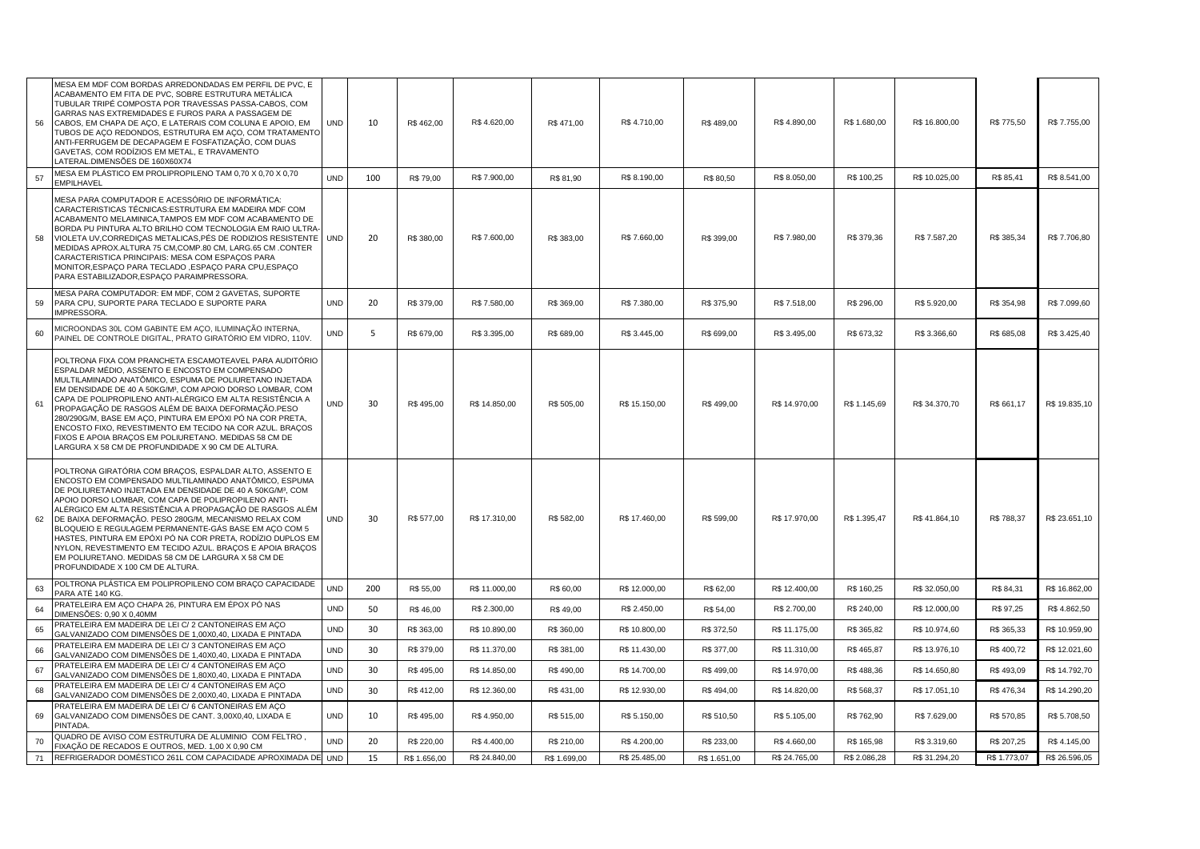| | | | | | | | | | | | | |
|---|---|---|---|---|---|---|---|---|---|---|---|---|
| 56 | MESA EM MDF COM BORDAS ARREDONDADAS EM PERFIL DE PVC, E ACABAMENTO EM FITA DE PVC, SOBRE ESTRUTURA METÁLICA TUBULAR TRIPÉ COMPOSTA POR TRAVESSAS PASSA-CABOS, COM GARRAS NAS EXTREMIDADES E FUROS PARA A PASSAGEM DE CABOS, EM CHAPA DE AÇO, E LATERAIS COM COLUNA E APOIO, EM TUBOS DE AÇO REDONDOS, ESTRUTURA EM AÇO, COM TRATAMENTO ANTI-FERRUGEM DE DECAPAGEM E FOSFATIZAÇÃO, COM DUAS GAVETAS, COM RODÍZIOS EM METAL, E TRAVAMENTO LATERAL.DIMENSÕES DE 160X60X74 | UND | 10 | R$ 462,00 | R$ 4.620,00 | R$ 471,00 | R$ 4.710,00 | R$ 489,00 | R$ 4.890,00 | R$ 1.680,00 | R$ 16.800,00 | R$ 775,50 | R$ 7.755,00 |
| 57 | MESA EM PLÁSTICO EM PROLIPROPILENO TAM 0,70 X 0,70 X 0,70 EMPILHAVEL | UND | 100 | R$ 79,00 | R$ 7.900,00 | R$ 81,90 | R$ 8.190,00 | R$ 80,50 | R$ 8.050,00 | R$ 100,25 | R$ 10.025,00 | R$ 85,41 | R$ 8.541,00 |
| 58 | MESA PARA COMPUTADOR E ACESSÓRIO DE INFORMÁTICA: CARACTERISTICAS TÉCNICAS:ESTRUTURA EM MADEIRA MDF COM ACABAMENTO MELAMINICA,TAMPOS EM MDF COM ACABAMENTO DE BORDA PU PINTURA ALTO BRILHO COM TECNOLOGIA EM RAIO ULTRA-VIOLETA UV,CORREDIÇAS METALICAS,PÉS DE RODIZIOS RESISTENTE MEDIDAS APROX.ALTURA 75 CM,COMP.80 CM, LARG.65 CM .CONTER CARACTERISTICA PRINCIPAIS: MESA COM ESPAÇOS PARA MONITOR,ESPAÇO PARA TECLADO ,ESPAÇO PARA CPU,ESPAÇO PARA ESTABILIZADOR,ESPAÇO PARAIMPRESSORA. | UND | 20 | R$ 380,00 | R$ 7.600,00 | R$ 383,00 | R$ 7.660,00 | R$ 399,00 | R$ 7.980,00 | R$ 379,36 | R$ 7.587,20 | R$ 385,34 | R$ 7.706,80 |
| 59 | MESA PARA COMPUTADOR: EM MDF, COM 2 GAVETAS, SUPORTE PARA CPU, SUPORTE PARA TECLADO E SUPORTE PARA IMPRESSORA. | UND | 20 | R$ 379,00 | R$ 7.580,00 | R$ 369,00 | R$ 7.380,00 | R$ 375,90 | R$ 7.518,00 | R$ 296,00 | R$ 5.920,00 | R$ 354,98 | R$ 7.099,60 |
| 60 | MICROONDAS 30L COM GABINTE EM AÇO, ILUMINAÇÃO INTERNA, PAINEL DE CONTROLE DIGITAL, PRATO GIRATÓRIO EM VIDRO, 110V. | UND | 5 | R$ 679,00 | R$ 3.395,00 | R$ 689,00 | R$ 3.445,00 | R$ 699,00 | R$ 3.495,00 | R$ 673,32 | R$ 3.366,60 | R$ 685,08 | R$ 3.425,40 |
| 61 | POLTRONA FIXA COM PRANCHETA ESCAMOTEAVEL PARA AUDITÓRIO ESPALDAR MÉDIO, ASSENTO E ENCOSTO EM COMPENSADO MULTILAMINADO ANATÔMICO, ESPUMA DE POLIURETANO INJETADA EM DENSIDADE DE 40 A 50KG/M³, COM APOIO DORSO LOMBAR, COM CAPA DE POLIPROPILENO ANTI-ALÉRGICO EM ALTA RESISTÊNCIA A PROPAGAÇÃO DE RASGOS ALÉM DE BAIXA DEFORMAÇÃO.PESO 280/290G/M, BASE EM AÇO, PINTURA EM EPÓXI PÓ NA COR PRETA, ENCOSTO FIXO, REVESTIMENTO EM TECIDO NA COR AZUL. BRAÇOS FIXOS E APOIA BRAÇOS EM POLIURETANO. MEDIDAS 58 CM DE LARGURA X 58 CM DE PROFUNDIDADE X 90 CM DE ALTURA. | UND | 30 | R$ 495,00 | R$ 14.850,00 | R$ 505,00 | R$ 15.150,00 | R$ 499,00 | R$ 14.970,00 | R$ 1.145,69 | R$ 34.370,70 | R$ 661,17 | R$ 19.835,10 |
| 62 | POLTRONA GIRATÓRIA COM BRAÇOS, ESPALDAR ALTO, ASSENTO E ENCOSTO EM COMPENSADO MULTILAMINADO ANATÔMICO, ESPUMA DE POLIURETANO INJETADA EM DENSIDADE DE 40 A 50KG/M³, COM APOIO DORSO LOMBAR, COM CAPA DE POLIPROPILENO ANTI-ALÉRGICO EM ALTA RESISTÊNCIA A PROPAGAÇÃO DE RASGOS ALÉM DE BAIXA DEFORMAÇÃO. PESO 280G/M, MECANISMO RELAX COM BLOQUEIO E REGULAGEM PERMANENTE-GÁS BASE EM AÇO COM 5 HASTES, PINTURA EM EPÓXI PÓ NA COR PRETA, RODÍZIO DUPLOS EM NYLON, REVESTIMENTO EM TECIDO AZUL. BRAÇOS E APOIA BRAÇOS EM POLIURETANO. MEDIDAS 58 CM DE LARGURA X 58 CM DE PROFUNDIDADE X 100 CM DE ALTURA. | UND | 30 | R$ 577,00 | R$ 17.310,00 | R$ 582,00 | R$ 17.460,00 | R$ 599,00 | R$ 17.970,00 | R$ 1.395,47 | R$ 41.864,10 | R$ 788,37 | R$ 23.651,10 |
| 63 | POLTRONA PLÁSTICA EM POLIPROPILENO COM BRAÇO CAPACIDADE PARA ATÉ 140 KG. | UND | 200 | R$ 55,00 | R$ 11.000,00 | R$ 60,00 | R$ 12.000,00 | R$ 62,00 | R$ 12.400,00 | R$ 160,25 | R$ 32.050,00 | R$ 84,31 | R$ 16.862,00 |
| 64 | PRATELEIRA EM AÇO CHAPA 26, PINTURA EM ÉPOX PÓ NAS DIMENSÕES: 0,90 X 0,40MM | UND | 50 | R$ 46,00 | R$ 2.300,00 | R$ 49,00 | R$ 2.450,00 | R$ 54,00 | R$ 2.700,00 | R$ 240,00 | R$ 12.000,00 | R$ 97,25 | R$ 4.862,50 |
| 65 | PRATELEIRA EM MADEIRA DE LEI C/ 2 CANTONEIRAS EM AÇO GALVANIZADO COM DIMENSÕES DE 1,00X0,40, LIXADA E PINTADA | UND | 30 | R$ 363,00 | R$ 10.890,00 | R$ 360,00 | R$ 10.800,00 | R$ 372,50 | R$ 11.175,00 | R$ 365,82 | R$ 10.974,60 | R$ 365,33 | R$ 10.959,90 |
| 66 | PRATELEIRA EM MADEIRA DE LEI C/ 3 CANTONEIRAS EM AÇO GALVANIZADO COM DIMENSÕES DE 1,40X0,40, LIXADA E PINTADA | UND | 30 | R$ 379,00 | R$ 11.370,00 | R$ 381,00 | R$ 11.430,00 | R$ 377,00 | R$ 11.310,00 | R$ 465,87 | R$ 13.976,10 | R$ 400,72 | R$ 12.021,60 |
| 67 | PRATELEIRA EM MADEIRA DE LEI C/ 4 CANTONEIRAS EM AÇO GALVANIZADO COM DIMENSÕES DE 1,80X0,40, LIXADA E PINTADA | UND | 30 | R$ 495,00 | R$ 14.850,00 | R$ 490,00 | R$ 14.700,00 | R$ 499,00 | R$ 14.970,00 | R$ 488,36 | R$ 14.650,80 | R$ 493,09 | R$ 14.792,70 |
| 68 | PRATELEIRA EM MADEIRA DE LEI C/ 4 CANTONEIRAS EM AÇO GALVANIZADO COM DIMENSÕES DE 2,00X0,40, LIXADA E PINTADA | UND | 30 | R$ 412,00 | R$ 12.360,00 | R$ 431,00 | R$ 12.930,00 | R$ 494,00 | R$ 14.820,00 | R$ 568,37 | R$ 17.051,10 | R$ 476,34 | R$ 14.290,20 |
| 69 | PRATELEIRA EM MADEIRA DE LEI C/ 6 CANTONEIRAS EM AÇO GALVANIZADO COM DIMENSÕES DE CANT. 3,00X0,40, LIXADA E PINTADA. | UND | 10 | R$ 495,00 | R$ 4.950,00 | R$ 515,00 | R$ 5.150,00 | R$ 510,50 | R$ 5.105,00 | R$ 762,90 | R$ 7.629,00 | R$ 570,85 | R$ 5.708,50 |
| 70 | QUADRO DE AVISO COM ESTRUTURA DE ALUMINIO COM FELTRO , FIXAÇÃO DE RECADOS E OUTROS, MED. 1,00 X 0,90 CM | UND | 20 | R$ 220,00 | R$ 4.400,00 | R$ 210,00 | R$ 4.200,00 | R$ 233,00 | R$ 4.660,00 | R$ 165,98 | R$ 3.319,60 | R$ 207,25 | R$ 4.145,00 |
| 71 | REFRIGERADOR DOMÉSTICO 261L COM CAPACIDADE APROXIMADA DE | UND | 15 | R$ 1.656,00 | R$ 24.840,00 | R$ 1.699,00 | R$ 25.485,00 | R$ 1.651,00 | R$ 24.765,00 | R$ 2.086,28 | R$ 31.294,20 | R$ 1.773,07 | R$ 26.596,05 |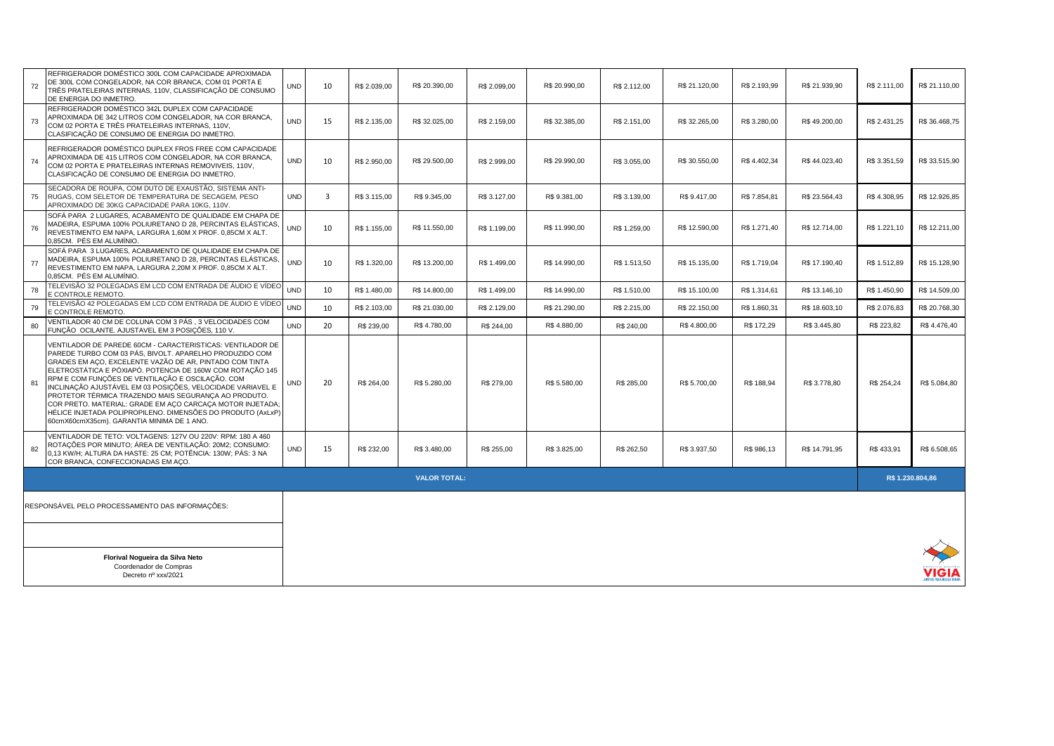| | | | | | | | | | | | | | |
|---|---|---|---|---|---|---|---|---|---|---|---|---|---|
| 72 | REFRIGERADOR DOMÉSTICO 300L COM CAPACIDADE APROXIMADA DE 300L COM CONGELADOR, NA COR BRANCA, COM 01 PORTA E TRÊS PRATELEIRAS INTERNAS, 110V, CLASSIFICAÇÃO DE CONSUMO DE ENERGIA DO INMETRO. | UND | 10 | R$ 2.039,00 | R$ 20.390,00 | R$ 2.099,00 | R$ 20.990,00 | R$ 2.112,00 | R$ 21.120,00 | R$ 2.193,99 | R$ 21.939,90 | R$ 2.111,00 | R$ 21.110,00 |
| 73 | REFRIGERADOR DOMÉSTICO 342L DUPLEX COM CAPACIDADE APROXIMADA DE 342 LITROS COM CONGELADOR, NA COR BRANCA, COM 02 PORTA E TRÊS PRATELEIRAS INTERNAS, 110V, CLASIFICAÇÃO DE CONSUMO DE ENERGIA DO INMETRO. | UND | 15 | R$ 2.135,00 | R$ 32.025,00 | R$ 2.159,00 | R$ 32.385,00 | R$ 2.151,00 | R$ 32.265,00 | R$ 3.280,00 | R$ 49.200,00 | R$ 2.431,25 | R$ 36.468,75 |
| 74 | REFRIGERADOR DOMÉSTICO DUPLEX FROS FREE COM CAPACIDADE APROXIMADA DE 415 LITROS COM CONGELADOR, NA COR BRANCA, COM 02 PORTA E PRATELEIRAS INTERNAS REMOVIVEIS, 110V, CLASIFICAÇÃO DE CONSUMO DE ENERGIA DO INMETRO. | UND | 10 | R$ 2.950,00 | R$ 29.500,00 | R$ 2.999,00 | R$ 29.990,00 | R$ 3.055,00 | R$ 30.550,00 | R$ 4.402,34 | R$ 44.023,40 | R$ 3.351,59 | R$ 33.515,90 |
| 75 | SECADORA DE ROUPA, COM DUTO DE EXAUSTÃO, SISTEMA ANTI-RUGAS, COM SELETOR DE TEMPERATURA DE SECAGEM, PESO APROXIMADO DE 30KG CAPACIDADE PARA 10KG, 110V. | UND | 3 | R$ 3.115,00 | R$ 9.345,00 | R$ 3.127,00 | R$ 9.381,00 | R$ 3.139,00 | R$ 9.417,00 | R$ 7.854,81 | R$ 23.564,43 | R$ 4.308,95 | R$ 12.926,85 |
| 76 | SOFÁ PARA 2 LUGARES, ACABAMENTO DE QUALIDADE EM CHAPA DE MADEIRA, ESPUMA 100% POLIURETANO D 28, PERCINTAS ELÁSTICAS, REVESTIMENTO EM NAPA, LARGURA 1,60M X PROF. 0,85CM X ALT. 0,85CM. PÉS EM ALUMÍNIO. | UND | 10 | R$ 1.155,00 | R$ 11.550,00 | R$ 1.199,00 | R$ 11.990,00 | R$ 1.259,00 | R$ 12.590,00 | R$ 1.271,40 | R$ 12.714,00 | R$ 1.221,10 | R$ 12.211,00 |
| 77 | SOFÁ PARA 3 LUGARES, ACABAMENTO DE QUALIDADE EM CHAPA DE MADEIRA, ESPUMA 100% POLIURETANO D 28, PERCINTAS ELÁSTICAS, REVESTIMENTO EM NAPA, LARGURA 2,20M X PROF. 0,85CM X ALT. 0,85CM. PÉS EM ALUMÍNIO. | UND | 10 | R$ 1.320,00 | R$ 13.200,00 | R$ 1.499,00 | R$ 14.990,00 | R$ 1.513,50 | R$ 15.135,00 | R$ 1.719,04 | R$ 17.190,40 | R$ 1.512,89 | R$ 15.128,90 |
| 78 | TELEVISÃO 32 POLEGADAS EM LCD COM ENTRADA DE ÁUDIO E VÍDEO E CONTROLE REMOTO. | UND | 10 | R$ 1.480,00 | R$ 14.800,00 | R$ 1.499,00 | R$ 14.990,00 | R$ 1.510,00 | R$ 15.100,00 | R$ 1.314,61 | R$ 13.146,10 | R$ 1.450,90 | R$ 14.509,00 |
| 79 | TELEVISÃO 42 POLEGADAS EM LCD COM ENTRADA DE ÁUDIO E VÍDEO E CONTROLE REMOTO. | UND | 10 | R$ 2.103,00 | R$ 21.030,00 | R$ 2.129,00 | R$ 21.290,00 | R$ 2.215,00 | R$ 22.150,00 | R$ 1.860,31 | R$ 18.603,10 | R$ 2.076,83 | R$ 20.768,30 |
| 80 | VENTILADOR 40 CM DE COLUNA COM 3 PÁS , 3 VELOCIDADES COM FUNÇÃO OCILANTE. AJUSTAVEL EM 3 POSIÇÕES, 110 V. | UND | 20 | R$ 239,00 | R$ 4.780,00 | R$ 244,00 | R$ 4.880,00 | R$ 240,00 | R$ 4.800,00 | R$ 172,29 | R$ 3.445,80 | R$ 223,82 | R$ 4.476,40 |
| 81 | VENTILADOR DE PAREDE 60CM - CARACTERISTICAS: VENTILADOR DE PAREDE TURBO COM 03 PÁS, BIVOLT. APARELHO PRODUZIDO COM GRADES EM AÇO, EXCELENTE VAZÃO DE AR, PINTADO COM TINTA ELETROSTÁTICA E PÓXIAPÓ. POTENCIA DE 160W COM ROTAÇÃO 145 RPM E COM FUNÇÕES DE VENTILAÇÃO E OSCILAÇÃO. COM INCLINAÇÃO AJUSTÁVEL EM 03 POSIÇÕES, VELOCIDADE VARIAVEL E PROTETOR TÉRMICA TRAZENDO MAIS SEGURANÇA AO PRODUTO. COR PRETO. MATERIAL: GRADE EM AÇO CARCAÇA MOTOR INJETADA; HÉLICE INJETADA POLIPROPILENO. DIMENSÕES DO PRODUTO (AxLxP) 60cmX60cmX35cm). GARANTIA MINIMA DE 1 ANO. | UND | 20 | R$ 264,00 | R$ 5.280,00 | R$ 279,00 | R$ 5.580,00 | R$ 285,00 | R$ 5.700,00 | R$ 188,94 | R$ 3.778,80 | R$ 254,24 | R$ 5.084,80 |
| 82 | VENTILADOR DE TETO: VOLTAGENS: 127V OU 220V: RPM: 180 A 460 ROTAÇÕES POR MINUTO; ÁREA DE VENTILAÇÃO: 20M2; CONSUMO: 0,13 KW/H; ALTURA DA HASTE: 25 CM; POTÊNCIA: 130W; PÁS: 3 NA COR BRANCA, CONFECCIONADAS EM AÇO. | UND | 15 | R$ 232,00 | R$ 3.480,00 | R$ 255,00 | R$ 3.825,00 | R$ 262,50 | R$ 3.937,50 | R$ 986,13 | R$ 14.791,95 | R$ 433,91 | R$ 6.508,65 |
| | | | | | **VALOR TOTAL:** | | | | | | | **R$ 1.230.804,86** | |

RESPONSÁVEL PELO PROCESSAMENTO DAS INFORMAÇÕES:

**Florival Nogueira da Silva Neto**
Coordenador de Compras
Decreto nº xxx/2021

VIGIA